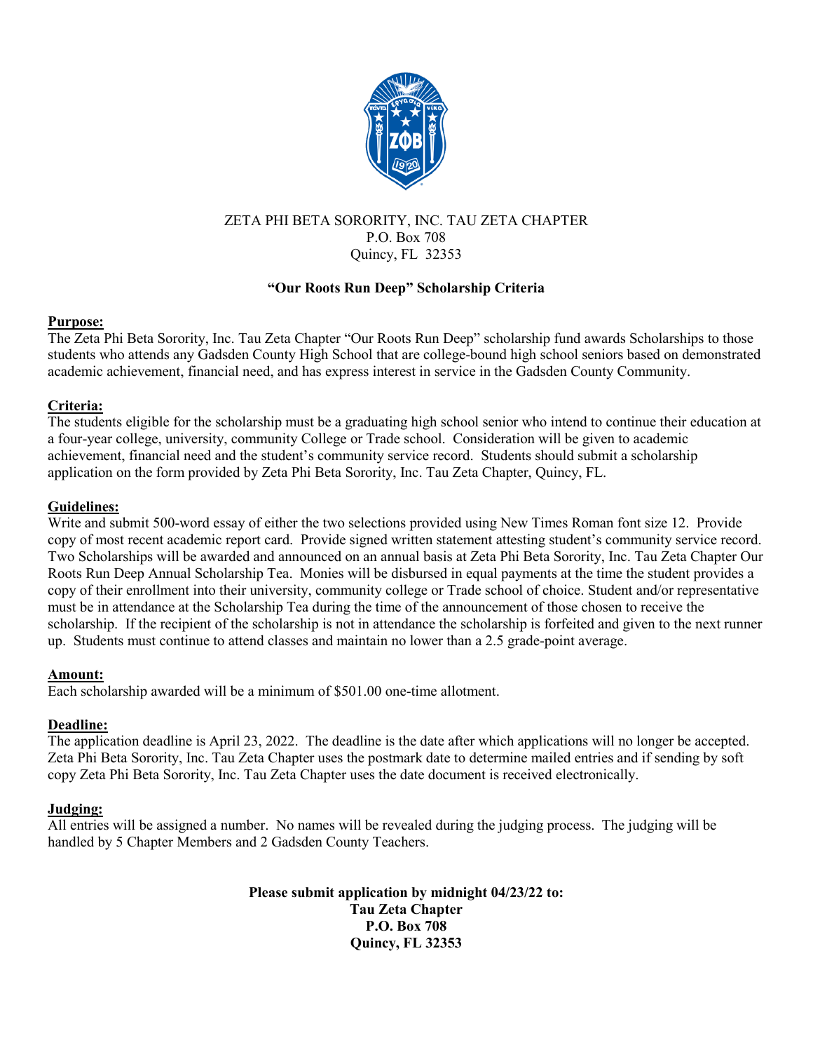ZETA PHI BETA SORORITY, INC. TAU ZETA CHAPTER
P.O. Box 708
Quincy, FL 32353

**"Our Roots Run Deep" Scholarship Criteria**

**Purpose:**
The Zeta Phi Beta Sorority, Inc. Tau Zeta Chapter "Our Roots Run Deep" scholarship fund awards Scholarships to those students who attends any Gadsden County High School that are college-bound high school seniors based on demonstrated academic achievement, financial need, and has express interest in service in the Gadsden County Community.

**Criteria:**
The students eligible for the scholarship must be a graduating high school senior who intend to continue their education at a four-year college, university, community College or Trade school. Consideration will be given to academic achievement, financial need and the student's community service record. Students should submit a scholarship application on the form provided by Zeta Phi Beta Sorority, Inc. Tau Zeta Chapter, Quincy, FL.

**Guidelines:**
Write and submit 500-word essay of either the two selections provided using New Times Roman font size 12. Provide copy of most recent academic report card. Provide signed written statement attesting student's community service record. Two Scholarships will be awarded and announced on an annual basis at Zeta Phi Beta Sorority, Inc. Tau Zeta Chapter Our Roots Run Deep Annual Scholarship Tea. Monies will be disbursed in equal payments at the time the student provides a copy of their enrollment into their university, community college or Trade school of choice. Student and/or representative must be in attendance at the Scholarship Tea during the time of the announcement of those chosen to receive the scholarship. If the recipient of the scholarship is not in attendance the scholarship is forfeited and given to the next runner up. Students must continue to attend classes and maintain no lower than a 2.5 grade-point average.

**Amount:**
Each scholarship awarded will be a minimum of $501.00 one-time allotment.

**Deadline:**
The application deadline is April 23, 2022. The deadline is the date after which applications will no longer be accepted. Zeta Phi Beta Sorority, Inc. Tau Zeta Chapter uses the postmark date to determine mailed entries and if sending by soft copy Zeta Phi Beta Sorority, Inc. Tau Zeta Chapter uses the date document is received electronically.

**Judging:**
All entries will be assigned a number. No names will be revealed during the judging process. The judging will be handled by 5 Chapter Members and 2 Gadsden County Teachers.

**Please submit application by midnight 04/23/22 to:**
**Tau Zeta Chapter**
**P.O. Box 708**
**Quincy, FL 32353**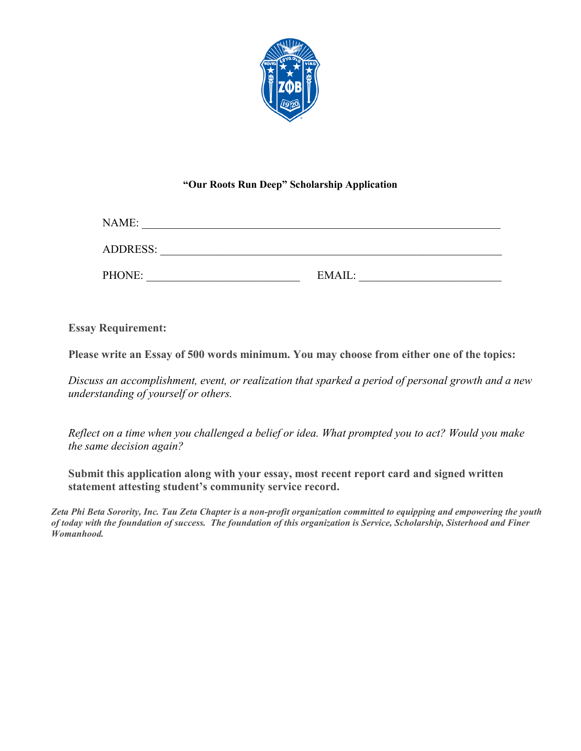**“Our Roots Run Deep” Scholarship Application**

NAME: ___________________________________________________________________

ADDRESS: ________________________________________________________________

PHONE: ___________________________ EMAIL: ________________________

**Essay Requirement:**

**Please write an Essay of 500 words minimum. You may choose from either one of the topics:**

*Discuss an accomplishment, event, or realization that sparked a period of personal growth and a new understanding of yourself or others.*

*Reflect on a time when you challenged a belief or idea. What prompted you to act? Would you make the same decision again?*

**Submit this application along with your essay, most recent report card and signed written statement attesting student’s community service record.**

***Zeta Phi Beta Sorority, Inc. Tau Zeta Chapter is a non-profit organization committed to equipping and empowering the youth of today with the foundation of success. The foundation of this organization is Service, Scholarship, Sisterhood and Finer Womanhood.***